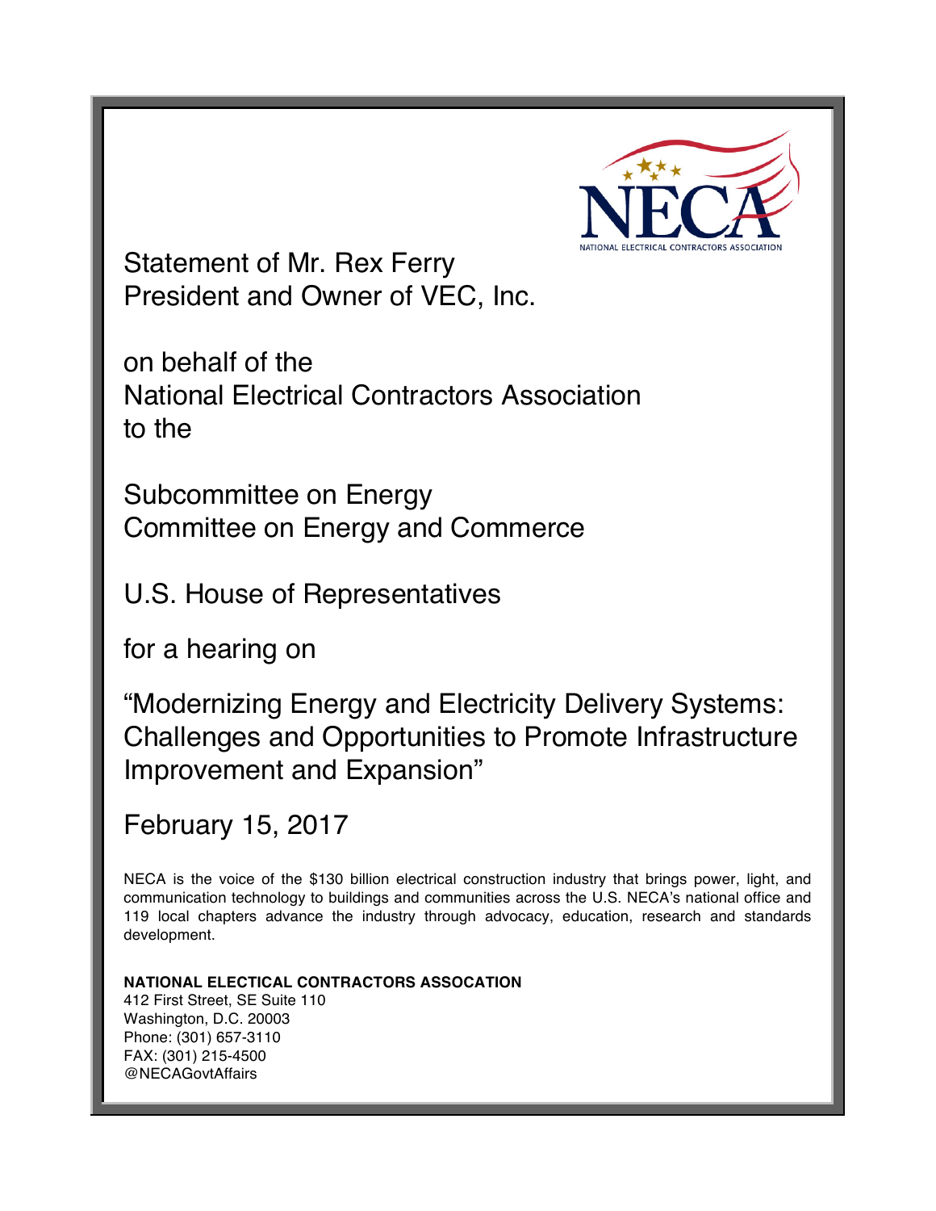Statement of Mr. Rex Ferry
President and Owner of VEC, Inc.

on behalf of the
National Electrical Contractors Association
to the

Subcommittee on Energy
Committee on Energy and Commerce

U.S. House of Representatives

for a hearing on

"Modernizing Energy and Electricity Delivery Systems: Challenges and Opportunities to Promote Infrastructure Improvement and Expansion"

February 15, 2017

NECA is the voice of the $130 billion electrical construction industry that brings power, light, and communication technology to buildings and communities across the U.S. NECA's national office and 119 local chapters advance the industry through advocacy, education, research and standards development.

**NATIONAL ELECTICAL CONTRACTORS ASSOCATION**
412 First Street, SE Suite 110
Washington, D.C. 20003
Phone: (301) 657-3110
FAX: (301) 215-4500
@NECAGovtAffairs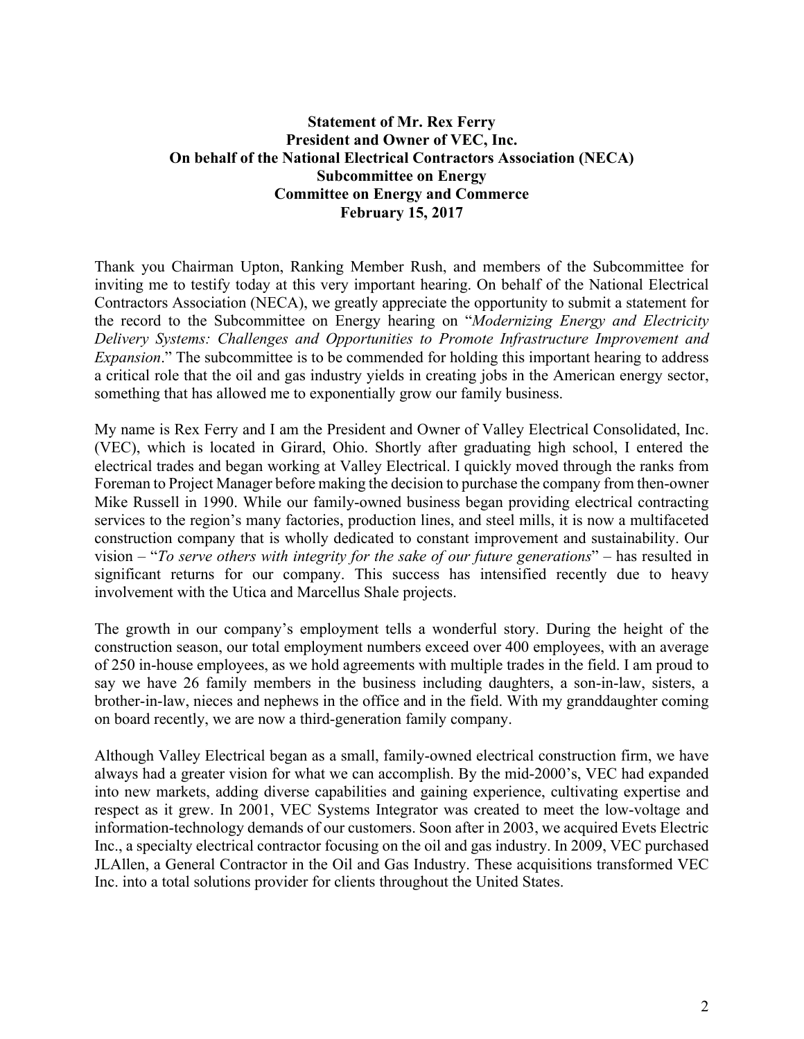**Statement of Mr. Rex Ferry**
**President and Owner of VEC, Inc.**
**On behalf of the National Electrical Contractors Association (NECA)**
**Subcommittee on Energy**
**Committee on Energy and Commerce**
**February 15, 2017**

Thank you Chairman Upton, Ranking Member Rush, and members of the Subcommittee for inviting me to testify today at this very important hearing. On behalf of the National Electrical Contractors Association (NECA), we greatly appreciate the opportunity to submit a statement for the record to the Subcommittee on Energy hearing on "*Modernizing Energy and Electricity Delivery Systems: Challenges and Opportunities to Promote Infrastructure Improvement and Expansion*." The subcommittee is to be commended for holding this important hearing to address a critical role that the oil and gas industry yields in creating jobs in the American energy sector, something that has allowed me to exponentially grow our family business.

My name is Rex Ferry and I am the President and Owner of Valley Electrical Consolidated, Inc. (VEC), which is located in Girard, Ohio. Shortly after graduating high school, I entered the electrical trades and began working at Valley Electrical. I quickly moved through the ranks from Foreman to Project Manager before making the decision to purchase the company from then-owner Mike Russell in 1990. While our family-owned business began providing electrical contracting services to the region's many factories, production lines, and steel mills, it is now a multifaceted construction company that is wholly dedicated to constant improvement and sustainability. Our vision – "*To serve others with integrity for the sake of our future generations*" – has resulted in significant returns for our company. This success has intensified recently due to heavy involvement with the Utica and Marcellus Shale projects.

The growth in our company's employment tells a wonderful story. During the height of the construction season, our total employment numbers exceed over 400 employees, with an average of 250 in-house employees, as we hold agreements with multiple trades in the field. I am proud to say we have 26 family members in the business including daughters, a son-in-law, sisters, a brother-in-law, nieces and nephews in the office and in the field. With my granddaughter coming on board recently, we are now a third-generation family company.

Although Valley Electrical began as a small, family-owned electrical construction firm, we have always had a greater vision for what we can accomplish. By the mid-2000's, VEC had expanded into new markets, adding diverse capabilities and gaining experience, cultivating expertise and respect as it grew. In 2001, VEC Systems Integrator was created to meet the low-voltage and information-technology demands of our customers. Soon after in 2003, we acquired Evets Electric Inc., a specialty electrical contractor focusing on the oil and gas industry. In 2009, VEC purchased JLAllen, a General Contractor in the Oil and Gas Industry. These acquisitions transformed VEC Inc. into a total solutions provider for clients throughout the United States.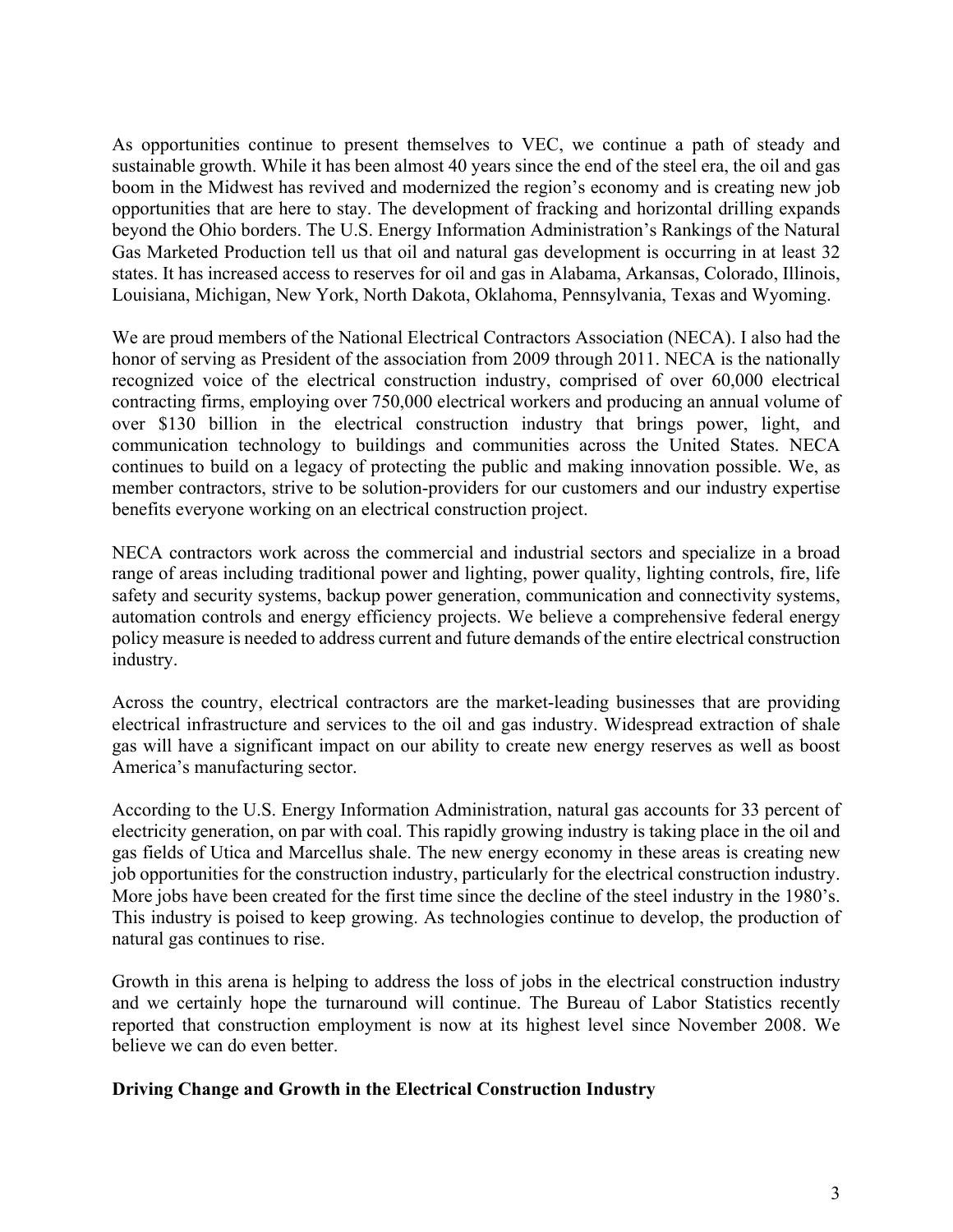As opportunities continue to present themselves to VEC, we continue a path of steady and sustainable growth. While it has been almost 40 years since the end of the steel era, the oil and gas boom in the Midwest has revived and modernized the region's economy and is creating new job opportunities that are here to stay. The development of fracking and horizontal drilling expands beyond the Ohio borders. The U.S. Energy Information Administration's Rankings of the Natural Gas Marketed Production tell us that oil and natural gas development is occurring in at least 32 states. It has increased access to reserves for oil and gas in Alabama, Arkansas, Colorado, Illinois, Louisiana, Michigan, New York, North Dakota, Oklahoma, Pennsylvania, Texas and Wyoming.

We are proud members of the National Electrical Contractors Association (NECA). I also had the honor of serving as President of the association from 2009 through 2011. NECA is the nationally recognized voice of the electrical construction industry, comprised of over 60,000 electrical contracting firms, employing over 750,000 electrical workers and producing an annual volume of over $130 billion in the electrical construction industry that brings power, light, and communication technology to buildings and communities across the United States. NECA continues to build on a legacy of protecting the public and making innovation possible. We, as member contractors, strive to be solution-providers for our customers and our industry expertise benefits everyone working on an electrical construction project.

NECA contractors work across the commercial and industrial sectors and specialize in a broad range of areas including traditional power and lighting, power quality, lighting controls, fire, life safety and security systems, backup power generation, communication and connectivity systems, automation controls and energy efficiency projects. We believe a comprehensive federal energy policy measure is needed to address current and future demands of the entire electrical construction industry.

Across the country, electrical contractors are the market-leading businesses that are providing electrical infrastructure and services to the oil and gas industry. Widespread extraction of shale gas will have a significant impact on our ability to create new energy reserves as well as boost America's manufacturing sector.

According to the U.S. Energy Information Administration, natural gas accounts for 33 percent of electricity generation, on par with coal. This rapidly growing industry is taking place in the oil and gas fields of Utica and Marcellus shale. The new energy economy in these areas is creating new job opportunities for the construction industry, particularly for the electrical construction industry. More jobs have been created for the first time since the decline of the steel industry in the 1980's. This industry is poised to keep growing. As technologies continue to develop, the production of natural gas continues to rise.

Growth in this arena is helping to address the loss of jobs in the electrical construction industry and we certainly hope the turnaround will continue. The Bureau of Labor Statistics recently reported that construction employment is now at its highest level since November 2008. We believe we can do even better.

**Driving Change and Growth in the Electrical Construction Industry**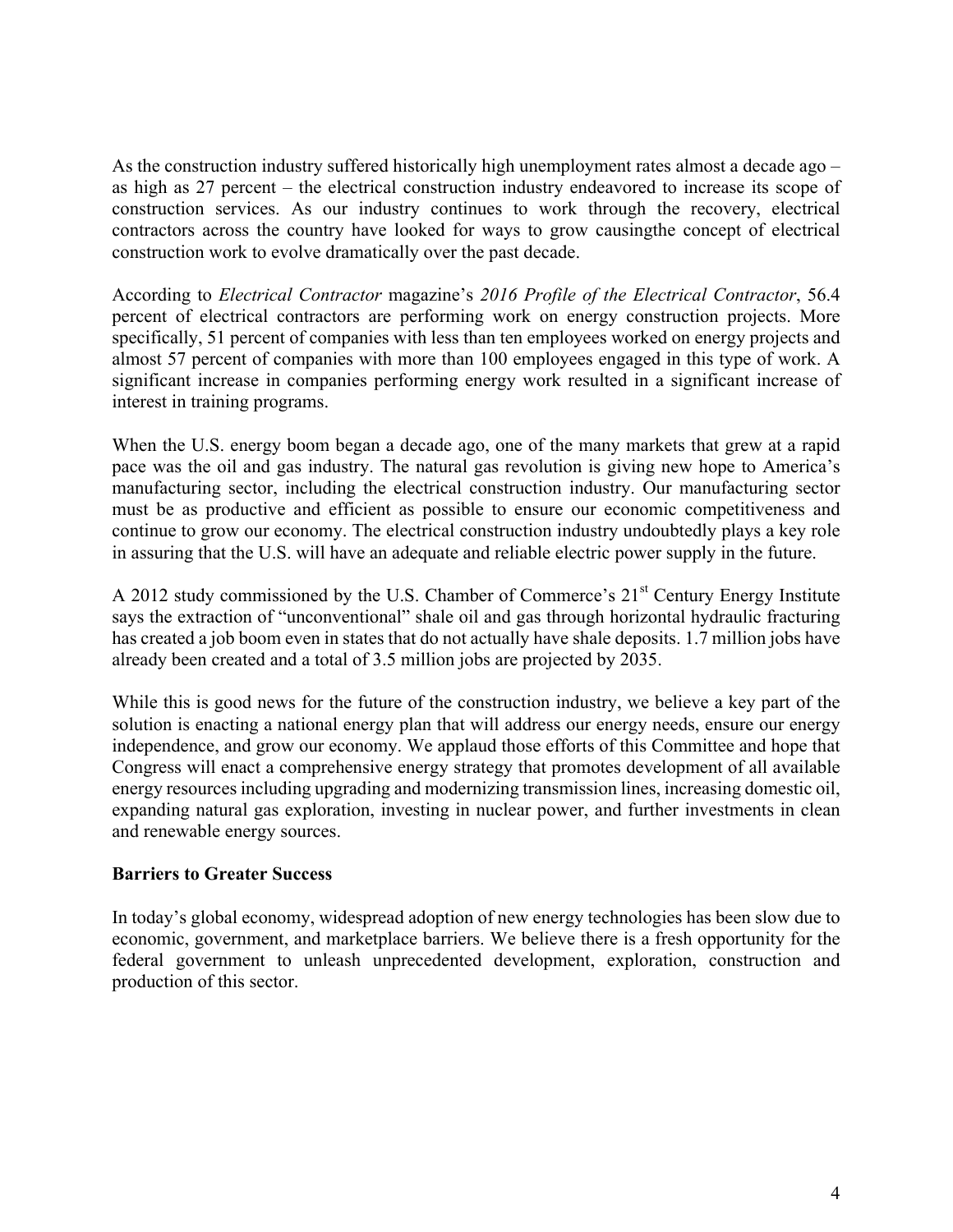As the construction industry suffered historically high unemployment rates almost a decade ago – as high as 27 percent – the electrical construction industry endeavored to increase its scope of construction services. As our industry continues to work through the recovery, electrical contractors across the country have looked for ways to grow causingthe concept of electrical construction work to evolve dramatically over the past decade.

According to *Electrical Contractor* magazine's *2016 Profile of the Electrical Contractor*, 56.4 percent of electrical contractors are performing work on energy construction projects. More specifically, 51 percent of companies with less than ten employees worked on energy projects and almost 57 percent of companies with more than 100 employees engaged in this type of work. A significant increase in companies performing energy work resulted in a significant increase of interest in training programs.

When the U.S. energy boom began a decade ago, one of the many markets that grew at a rapid pace was the oil and gas industry. The natural gas revolution is giving new hope to America's manufacturing sector, including the electrical construction industry. Our manufacturing sector must be as productive and efficient as possible to ensure our economic competitiveness and continue to grow our economy. The electrical construction industry undoubtedly plays a key role in assuring that the U.S. will have an adequate and reliable electric power supply in the future.

A 2012 study commissioned by the U.S. Chamber of Commerce's 21st Century Energy Institute says the extraction of "unconventional" shale oil and gas through horizontal hydraulic fracturing has created a job boom even in states that do not actually have shale deposits. 1.7 million jobs have already been created and a total of 3.5 million jobs are projected by 2035.

While this is good news for the future of the construction industry, we believe a key part of the solution is enacting a national energy plan that will address our energy needs, ensure our energy independence, and grow our economy. We applaud those efforts of this Committee and hope that Congress will enact a comprehensive energy strategy that promotes development of all available energy resources including upgrading and modernizing transmission lines, increasing domestic oil, expanding natural gas exploration, investing in nuclear power, and further investments in clean and renewable energy sources.

**Barriers to Greater Success**

In today's global economy, widespread adoption of new energy technologies has been slow due to economic, government, and marketplace barriers. We believe there is a fresh opportunity for the federal government to unleash unprecedented development, exploration, construction and production of this sector.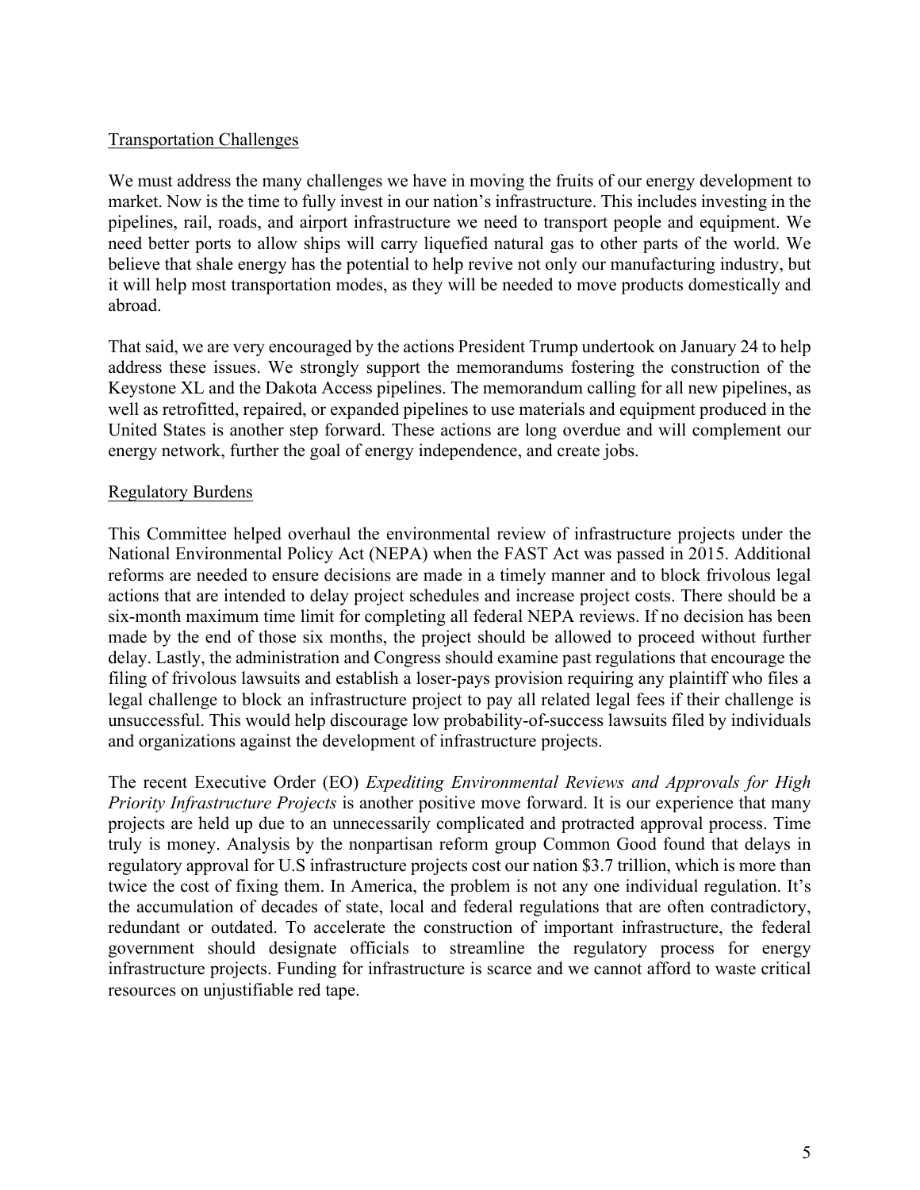Transportation Challenges

We must address the many challenges we have in moving the fruits of our energy development to market. Now is the time to fully invest in our nation's infrastructure. This includes investing in the pipelines, rail, roads, and airport infrastructure we need to transport people and equipment. We need better ports to allow ships will carry liquefied natural gas to other parts of the world. We believe that shale energy has the potential to help revive not only our manufacturing industry, but it will help most transportation modes, as they will be needed to move products domestically and abroad.

That said, we are very encouraged by the actions President Trump undertook on January 24 to help address these issues. We strongly support the memorandums fostering the construction of the Keystone XL and the Dakota Access pipelines. The memorandum calling for all new pipelines, as well as retrofitted, repaired, or expanded pipelines to use materials and equipment produced in the United States is another step forward. These actions are long overdue and will complement our energy network, further the goal of energy independence, and create jobs.

Regulatory Burdens

This Committee helped overhaul the environmental review of infrastructure projects under the National Environmental Policy Act (NEPA) when the FAST Act was passed in 2015. Additional reforms are needed to ensure decisions are made in a timely manner and to block frivolous legal actions that are intended to delay project schedules and increase project costs. There should be a six-month maximum time limit for completing all federal NEPA reviews. If no decision has been made by the end of those six months, the project should be allowed to proceed without further delay. Lastly, the administration and Congress should examine past regulations that encourage the filing of frivolous lawsuits and establish a loser-pays provision requiring any plaintiff who files a legal challenge to block an infrastructure project to pay all related legal fees if their challenge is unsuccessful. This would help discourage low probability-of-success lawsuits filed by individuals and organizations against the development of infrastructure projects.

The recent Executive Order (EO) *Expediting Environmental Reviews and Approvals for High Priority Infrastructure Projects* is another positive move forward. It is our experience that many projects are held up due to an unnecessarily complicated and protracted approval process. Time truly is money. Analysis by the nonpartisan reform group Common Good found that delays in regulatory approval for U.S infrastructure projects cost our nation $3.7 trillion, which is more than twice the cost of fixing them. In America, the problem is not any one individual regulation. It's the accumulation of decades of state, local and federal regulations that are often contradictory, redundant or outdated. To accelerate the construction of important infrastructure, the federal government should designate officials to streamline the regulatory process for energy infrastructure projects. Funding for infrastructure is scarce and we cannot afford to waste critical resources on unjustifiable red tape.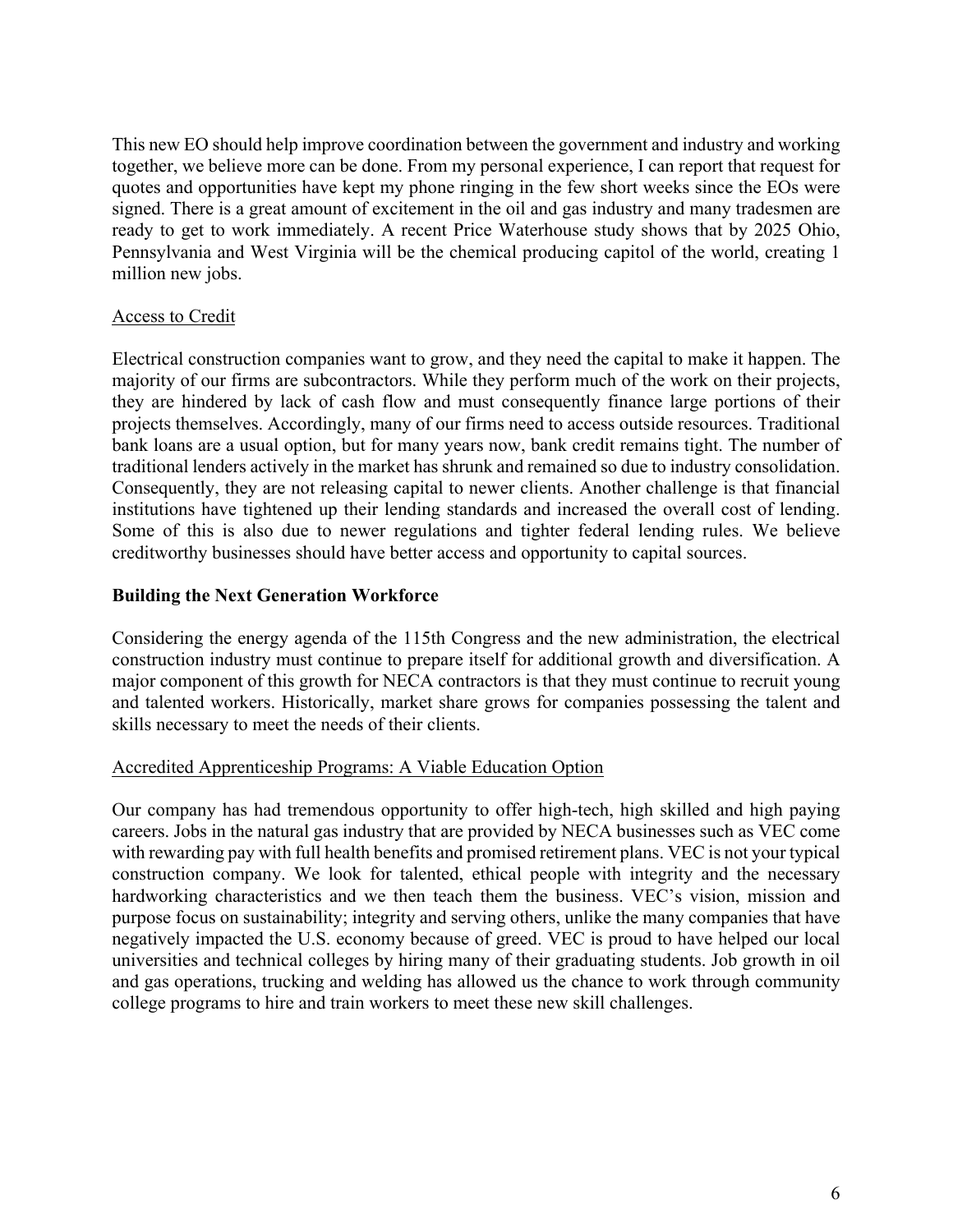This new EO should help improve coordination between the government and industry and working together, we believe more can be done. From my personal experience, I can report that request for quotes and opportunities have kept my phone ringing in the few short weeks since the EOs were signed. There is a great amount of excitement in the oil and gas industry and many tradesmen are ready to get to work immediately. A recent Price Waterhouse study shows that by 2025 Ohio, Pennsylvania and West Virginia will be the chemical producing capitol of the world, creating 1 million new jobs.

<u>Access to Credit</u>

Electrical construction companies want to grow, and they need the capital to make it happen. The majority of our firms are subcontractors. While they perform much of the work on their projects, they are hindered by lack of cash flow and must consequently finance large portions of their projects themselves. Accordingly, many of our firms need to access outside resources. Traditional bank loans are a usual option, but for many years now, bank credit remains tight. The number of traditional lenders actively in the market has shrunk and remained so due to industry consolidation. Consequently, they are not releasing capital to newer clients. Another challenge is that financial institutions have tightened up their lending standards and increased the overall cost of lending. Some of this is also due to newer regulations and tighter federal lending rules. We believe creditworthy businesses should have better access and opportunity to capital sources.

**Building the Next Generation Workforce**

Considering the energy agenda of the 115th Congress and the new administration, the electrical construction industry must continue to prepare itself for additional growth and diversification. A major component of this growth for NECA contractors is that they must continue to recruit young and talented workers. Historically, market share grows for companies possessing the talent and skills necessary to meet the needs of their clients.

<u>Accredited Apprenticeship Programs: A Viable Education Option</u>

Our company has had tremendous opportunity to offer high-tech, high skilled and high paying careers. Jobs in the natural gas industry that are provided by NECA businesses such as VEC come with rewarding pay with full health benefits and promised retirement plans. VEC is not your typical construction company. We look for talented, ethical people with integrity and the necessary hardworking characteristics and we then teach them the business. VEC's vision, mission and purpose focus on sustainability; integrity and serving others, unlike the many companies that have negatively impacted the U.S. economy because of greed. VEC is proud to have helped our local universities and technical colleges by hiring many of their graduating students. Job growth in oil and gas operations, trucking and welding has allowed us the chance to work through community college programs to hire and train workers to meet these new skill challenges.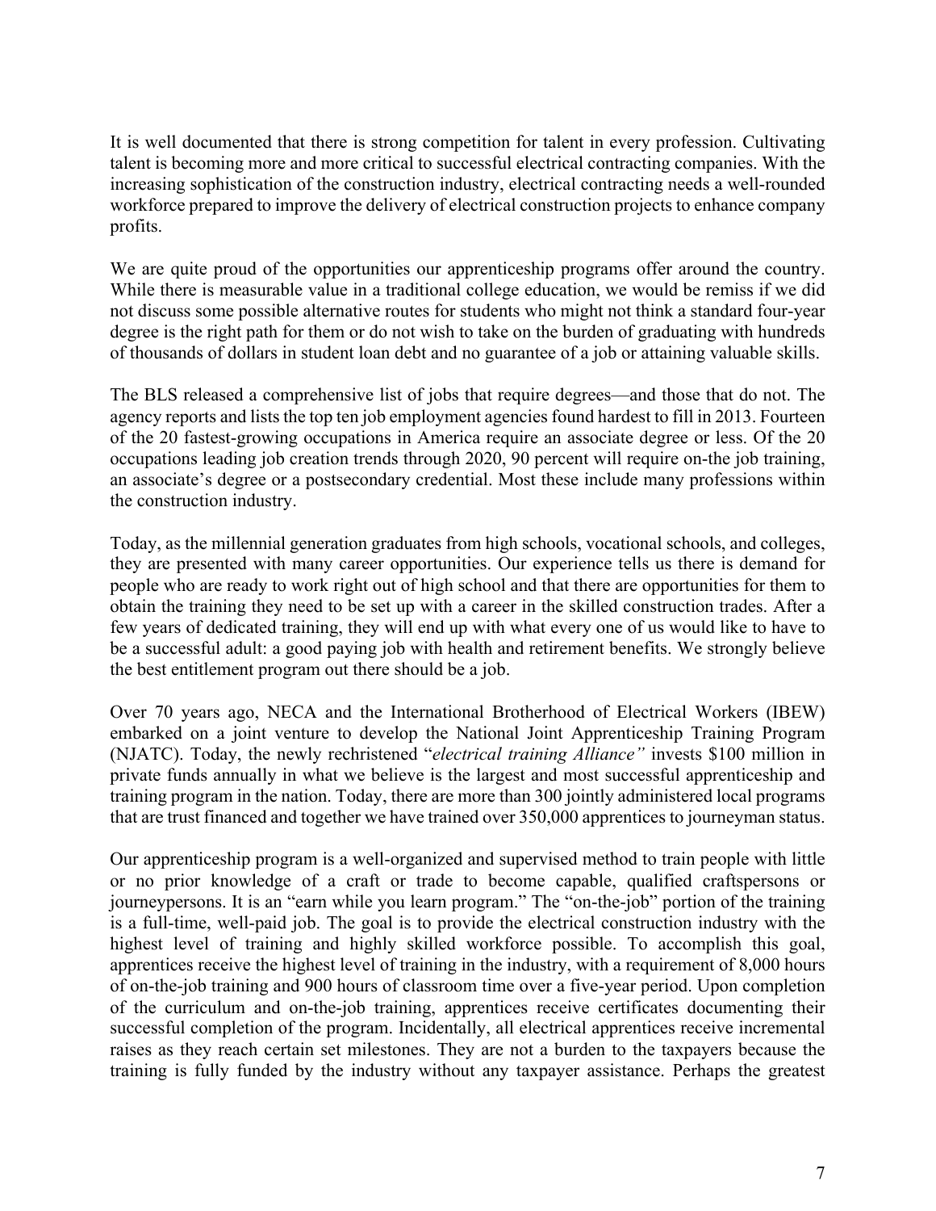It is well documented that there is strong competition for talent in every profession. Cultivating talent is becoming more and more critical to successful electrical contracting companies. With the increasing sophistication of the construction industry, electrical contracting needs a well-rounded workforce prepared to improve the delivery of electrical construction projects to enhance company profits.

We are quite proud of the opportunities our apprenticeship programs offer around the country. While there is measurable value in a traditional college education, we would be remiss if we did not discuss some possible alternative routes for students who might not think a standard four-year degree is the right path for them or do not wish to take on the burden of graduating with hundreds of thousands of dollars in student loan debt and no guarantee of a job or attaining valuable skills.

The BLS released a comprehensive list of jobs that require degrees—and those that do not. The agency reports and lists the top ten job employment agencies found hardest to fill in 2013. Fourteen of the 20 fastest-growing occupations in America require an associate degree or less. Of the 20 occupations leading job creation trends through 2020, 90 percent will require on-the job training, an associate's degree or a postsecondary credential. Most these include many professions within the construction industry.

Today, as the millennial generation graduates from high schools, vocational schools, and colleges, they are presented with many career opportunities. Our experience tells us there is demand for people who are ready to work right out of high school and that there are opportunities for them to obtain the training they need to be set up with a career in the skilled construction trades. After a few years of dedicated training, they will end up with what every one of us would like to have to be a successful adult: a good paying job with health and retirement benefits. We strongly believe the best entitlement program out there should be a job.

Over 70 years ago, NECA and the International Brotherhood of Electrical Workers (IBEW) embarked on a joint venture to develop the National Joint Apprenticeship Training Program (NJATC). Today, the newly rechristened "*electrical training Alliance"* invests $100 million in private funds annually in what we believe is the largest and most successful apprenticeship and training program in the nation. Today, there are more than 300 jointly administered local programs that are trust financed and together we have trained over 350,000 apprentices to journeyman status.

Our apprenticeship program is a well-organized and supervised method to train people with little or no prior knowledge of a craft or trade to become capable, qualified craftspersons or journeypersons. It is an "earn while you learn program." The "on-the-job" portion of the training is a full-time, well-paid job. The goal is to provide the electrical construction industry with the highest level of training and highly skilled workforce possible. To accomplish this goal, apprentices receive the highest level of training in the industry, with a requirement of 8,000 hours of on-the-job training and 900 hours of classroom time over a five-year period. Upon completion of the curriculum and on-the-job training, apprentices receive certificates documenting their successful completion of the program. Incidentally, all electrical apprentices receive incremental raises as they reach certain set milestones. They are not a burden to the taxpayers because the training is fully funded by the industry without any taxpayer assistance. Perhaps the greatest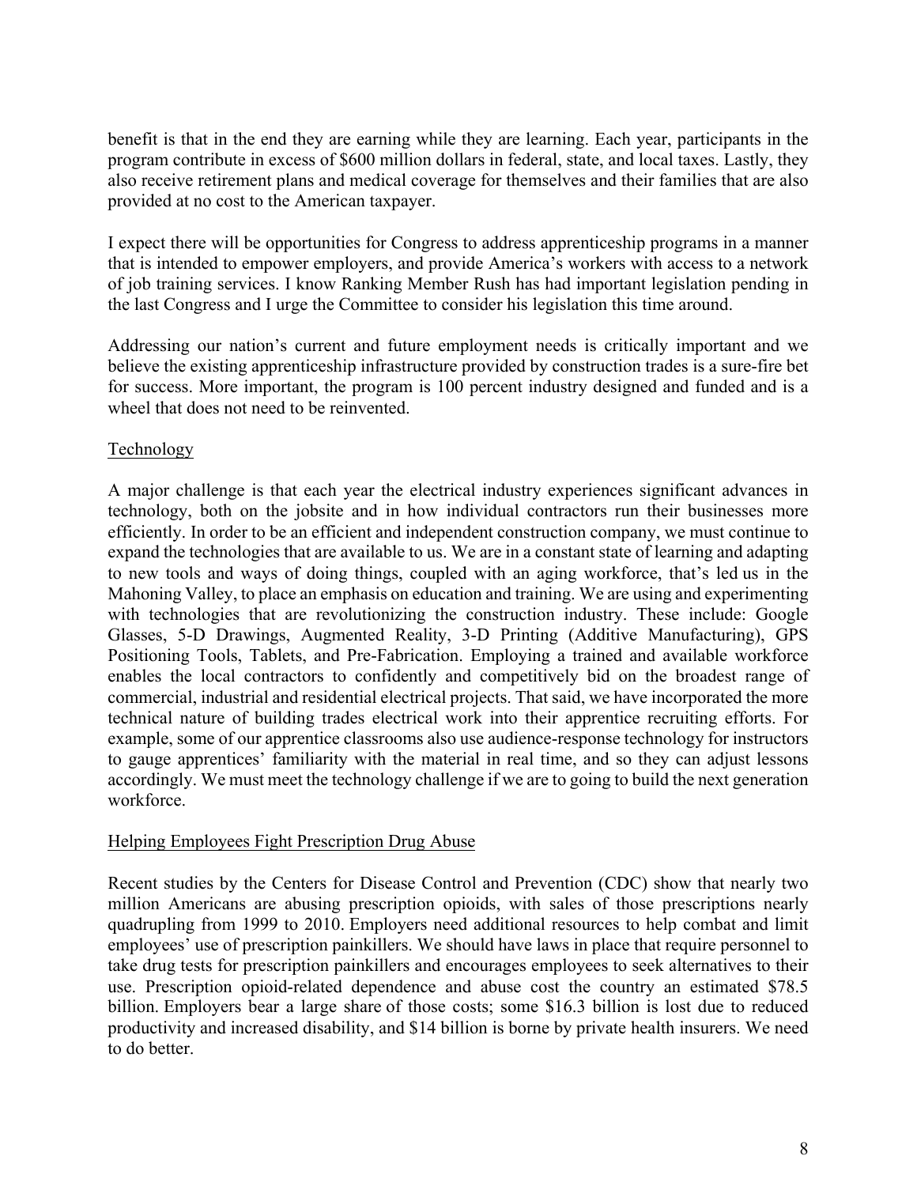benefit is that in the end they are earning while they are learning. Each year, participants in the program contribute in excess of $600 million dollars in federal, state, and local taxes. Lastly, they also receive retirement plans and medical coverage for themselves and their families that are also provided at no cost to the American taxpayer.

I expect there will be opportunities for Congress to address apprenticeship programs in a manner that is intended to empower employers, and provide America's workers with access to a network of job training services. I know Ranking Member Rush has had important legislation pending in the last Congress and I urge the Committee to consider his legislation this time around.

Addressing our nation's current and future employment needs is critically important and we believe the existing apprenticeship infrastructure provided by construction trades is a sure-fire bet for success. More important, the program is 100 percent industry designed and funded and is a wheel that does not need to be reinvented.

## Technology

A major challenge is that each year the electrical industry experiences significant advances in technology, both on the jobsite and in how individual contractors run their businesses more efficiently. In order to be an efficient and independent construction company, we must continue to expand the technologies that are available to us. We are in a constant state of learning and adapting to new tools and ways of doing things, coupled with an aging workforce, that's led us in the Mahoning Valley, to place an emphasis on education and training. We are using and experimenting with technologies that are revolutionizing the construction industry. These include: Google Glasses, 5-D Drawings, Augmented Reality, 3-D Printing (Additive Manufacturing), GPS Positioning Tools, Tablets, and Pre-Fabrication. Employing a trained and available workforce enables the local contractors to confidently and competitively bid on the broadest range of commercial, industrial and residential electrical projects. That said, we have incorporated the more technical nature of building trades electrical work into their apprentice recruiting efforts. For example, some of our apprentice classrooms also use audience-response technology for instructors to gauge apprentices' familiarity with the material in real time, and so they can adjust lessons accordingly. We must meet the technology challenge if we are to going to build the next generation workforce.

## Helping Employees Fight Prescription Drug Abuse

Recent studies by the Centers for Disease Control and Prevention (CDC) show that nearly two million Americans are abusing prescription opioids, with sales of those prescriptions nearly quadrupling from 1999 to 2010. Employers need additional resources to help combat and limit employees' use of prescription painkillers. We should have laws in place that require personnel to take drug tests for prescription painkillers and encourages employees to seek alternatives to their use. Prescription opioid-related dependence and abuse cost the country an estimated $78.5 billion. Employers bear a large share of those costs; some $16.3 billion is lost due to reduced productivity and increased disability, and $14 billion is borne by private health insurers. We need to do better.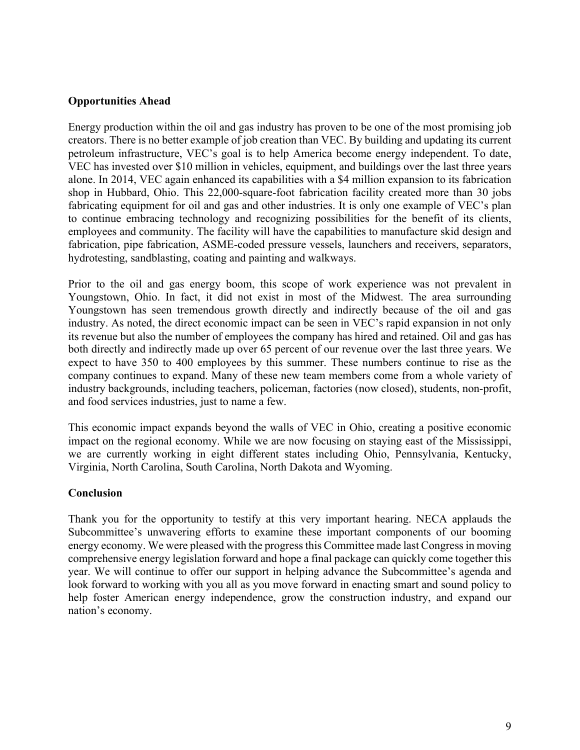**Opportunities Ahead**

Energy production within the oil and gas industry has proven to be one of the most promising job creators. There is no better example of job creation than VEC. By building and updating its current petroleum infrastructure, VEC's goal is to help America become energy independent. To date, VEC has invested over $10 million in vehicles, equipment, and buildings over the last three years alone. In 2014, VEC again enhanced its capabilities with a $4 million expansion to its fabrication shop in Hubbard, Ohio. This 22,000-square-foot fabrication facility created more than 30 jobs fabricating equipment for oil and gas and other industries. It is only one example of VEC's plan to continue embracing technology and recognizing possibilities for the benefit of its clients, employees and community. The facility will have the capabilities to manufacture skid design and fabrication, pipe fabrication, ASME-coded pressure vessels, launchers and receivers, separators, hydrotesting, sandblasting, coating and painting and walkways.

Prior to the oil and gas energy boom, this scope of work experience was not prevalent in Youngstown, Ohio. In fact, it did not exist in most of the Midwest. The area surrounding Youngstown has seen tremendous growth directly and indirectly because of the oil and gas industry. As noted, the direct economic impact can be seen in VEC's rapid expansion in not only its revenue but also the number of employees the company has hired and retained. Oil and gas has both directly and indirectly made up over 65 percent of our revenue over the last three years. We expect to have 350 to 400 employees by this summer. These numbers continue to rise as the company continues to expand. Many of these new team members come from a whole variety of industry backgrounds, including teachers, policeman, factories (now closed), students, non-profit, and food services industries, just to name a few.

This economic impact expands beyond the walls of VEC in Ohio, creating a positive economic impact on the regional economy. While we are now focusing on staying east of the Mississippi, we are currently working in eight different states including Ohio, Pennsylvania, Kentucky, Virginia, North Carolina, South Carolina, North Dakota and Wyoming.

**Conclusion**

Thank you for the opportunity to testify at this very important hearing. NECA applauds the Subcommittee's unwavering efforts to examine these important components of our booming energy economy. We were pleased with the progress this Committee made last Congress in moving comprehensive energy legislation forward and hope a final package can quickly come together this year. We will continue to offer our support in helping advance the Subcommittee's agenda and look forward to working with you all as you move forward in enacting smart and sound policy to help foster American energy independence, grow the construction industry, and expand our nation's economy.